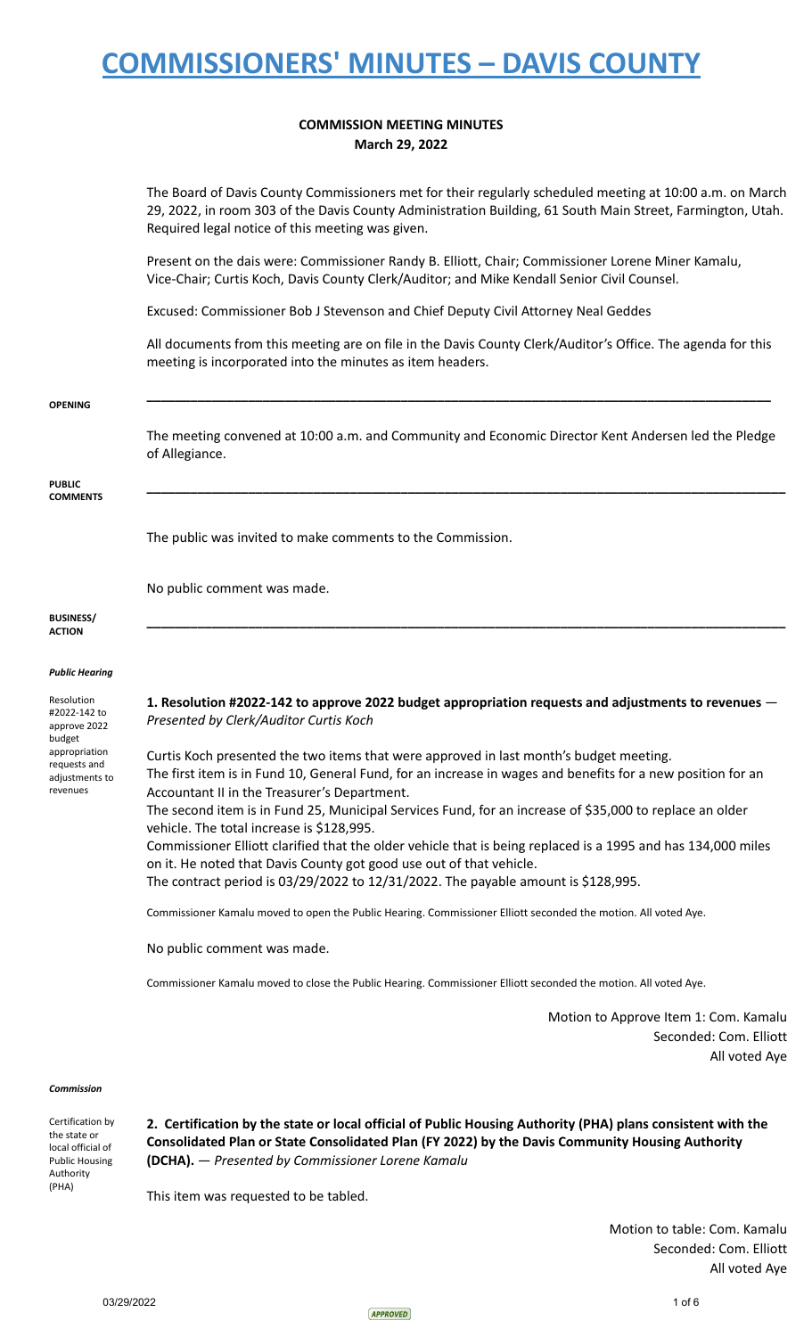# COMMISSIONERS' MINUTES – DAVIS COUNTY

**COMMISSION MEETING MINUTES**
**March 29, 2022**

The Board of Davis County Commissioners met for their regularly scheduled meeting at 10:00 a.m. on March 29, 2022, in room 303 of the Davis County Administration Building, 61 South Main Street, Farmington, Utah. Required legal notice of this meeting was given.

Present on the dais were: Commissioner Randy B. Elliott, Chair; Commissioner Lorene Miner Kamalu, Vice-Chair; Curtis Koch, Davis County Clerk/Auditor; and Mike Kendall Senior Civil Counsel.

Excused: Commissioner Bob J Stevenson and Chief Deputy Civil Attorney Neal Geddes

All documents from this meeting are on file in the Davis County Clerk/Auditor's Office. The agenda for this meeting is incorporated into the minutes as item headers.

**OPENING**

The meeting convened at 10:00 a.m. and Community and Economic Director Kent Andersen led the Pledge of Allegiance.

**PUBLIC COMMENTS**

The public was invited to make comments to the Commission.

No public comment was made.

**BUSINESS/ ACTION**

***Public Hearing***

Resolution #2022-142 to approve 2022 budget appropriation requests and adjustments to revenues

**1. Resolution #2022-142 to approve 2022 budget appropriation requests and adjustments to revenues** — *Presented by Clerk/Auditor Curtis Koch*

Curtis Koch presented the two items that were approved in last month's budget meeting.
The first item is in Fund 10, General Fund, for an increase in wages and benefits for a new position for an Accountant II in the Treasurer's Department.
The second item is in Fund 25, Municipal Services Fund, for an increase of $35,000 to replace an older vehicle. The total increase is $128,995.
Commissioner Elliott clarified that the older vehicle that is being replaced is a 1995 and has 134,000 miles on it. He noted that Davis County got good use out of that vehicle.
The contract period is 03/29/2022 to 12/31/2022. The payable amount is $128,995.

Commissioner Kamalu moved to open the Public Hearing. Commissioner Elliott seconded the motion. All voted Aye.

No public comment was made.

Commissioner Kamalu moved to close the Public Hearing. Commissioner Elliott seconded the motion. All voted Aye.

Motion to Approve Item 1: Com. Kamalu
Seconded: Com. Elliott
All voted Aye

***Commission***

Certification by the state or local official of Public Housing Authority (PHA)

**2. Certification by the state or local official of Public Housing Authority (PHA) plans consistent with the Consolidated Plan or State Consolidated Plan (FY 2022) by the Davis Community Housing Authority (DCHA).** — *Presented by Commissioner Lorene Kamalu*

This item was requested to be tabled.

Motion to table: Com. Kamalu
Seconded: Com. Elliott
All voted Aye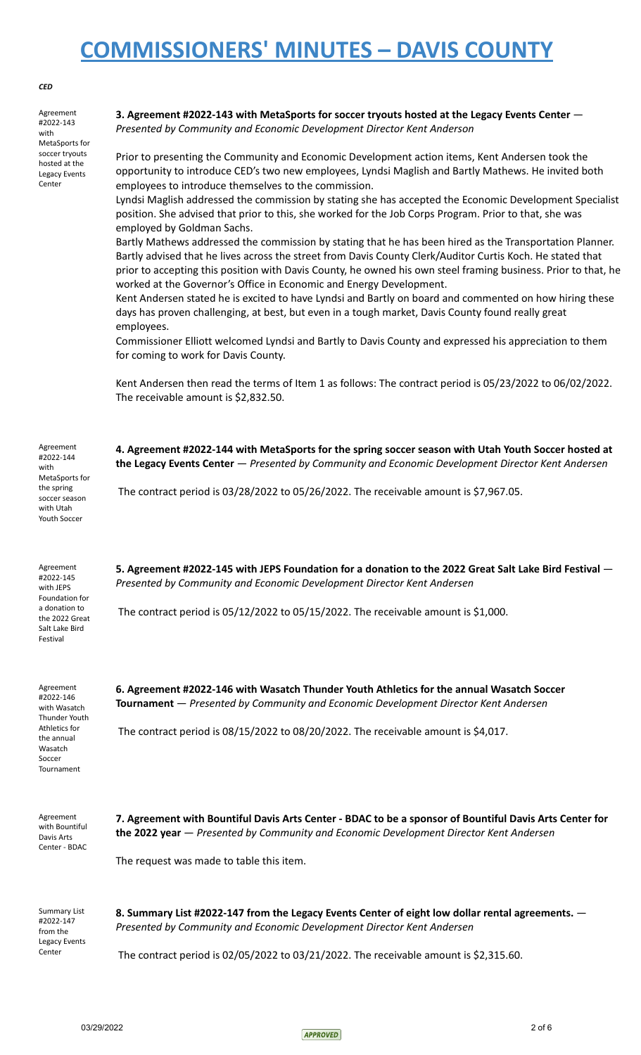*CED*

Agreement #2022-143 with MetaSports for soccer tryouts hosted at the Legacy Events Center

**3. Agreement #2022-143 with MetaSports for soccer tryouts hosted at the Legacy Events Center** — *Presented by Community and Economic Development Director Kent Anderson*

Prior to presenting the Community and Economic Development action items, Kent Andersen took the opportunity to introduce CED's two new employees, Lyndsi Maglish and Bartly Mathews. He invited both employees to introduce themselves to the commission.

Lyndsi Maglish addressed the commission by stating she has accepted the Economic Development Specialist position. She advised that prior to this, she worked for the Job Corps Program. Prior to that, she was employed by Goldman Sachs.

Bartly Mathews addressed the commission by stating that he has been hired as the Transportation Planner. Bartly advised that he lives across the street from Davis County Clerk/Auditor Curtis Koch. He stated that prior to accepting this position with Davis County, he owned his own steel framing business. Prior to that, he worked at the Governor's Office in Economic and Energy Development.

Kent Andersen stated he is excited to have Lyndsi and Bartly on board and commented on how hiring these days has proven challenging, at best, but even in a tough market, Davis County found really great employees.

Commissioner Elliott welcomed Lyndsi and Bartly to Davis County and expressed his appreciation to them for coming to work for Davis County.

Kent Andersen then read the terms of Item 1 as follows: The contract period is 05/23/2022 to 06/02/2022. The receivable amount is $2,832.50.

Agreement #2022-144 with MetaSports for the spring soccer season with Utah Youth Soccer

**4. Agreement #2022-144 with MetaSports for the spring soccer season with Utah Youth Soccer hosted at the Legacy Events Center** — *Presented by Community and Economic Development Director Kent Andersen*

The contract period is 03/28/2022 to 05/26/2022. The receivable amount is $7,967.05.

Agreement #2022-145 with JEPS Foundation for a donation to the 2022 Great Salt Lake Bird Festival

**5. Agreement #2022-145 with JEPS Foundation for a donation to the 2022 Great Salt Lake Bird Festival** — *Presented by Community and Economic Development Director Kent Andersen*

The contract period is 05/12/2022 to 05/15/2022. The receivable amount is $1,000.

Agreement #2022-146 with Wasatch Thunder Youth Athletics for the annual Wasatch Soccer Tournament

**6. Agreement #2022-146 with Wasatch Thunder Youth Athletics for the annual Wasatch Soccer Tournament** — *Presented by Community and Economic Development Director Kent Andersen*

The contract period is 08/15/2022 to 08/20/2022. The receivable amount is $4,017.

Agreement with Bountiful Davis Arts Center - BDAC

**7. Agreement with Bountiful Davis Arts Center - BDAC to be a sponsor of Bountiful Davis Arts Center for the 2022 year** — *Presented by Community and Economic Development Director Kent Andersen*

The request was made to table this item.

Summary List #2022-147 from the Legacy Events Center

**8. Summary List #2022-147 from the Legacy Events Center of eight low dollar rental agreements.** — *Presented by Community and Economic Development Director Kent Andersen*

The contract period is 02/05/2022 to 03/21/2022. The receivable amount is $2,315.60.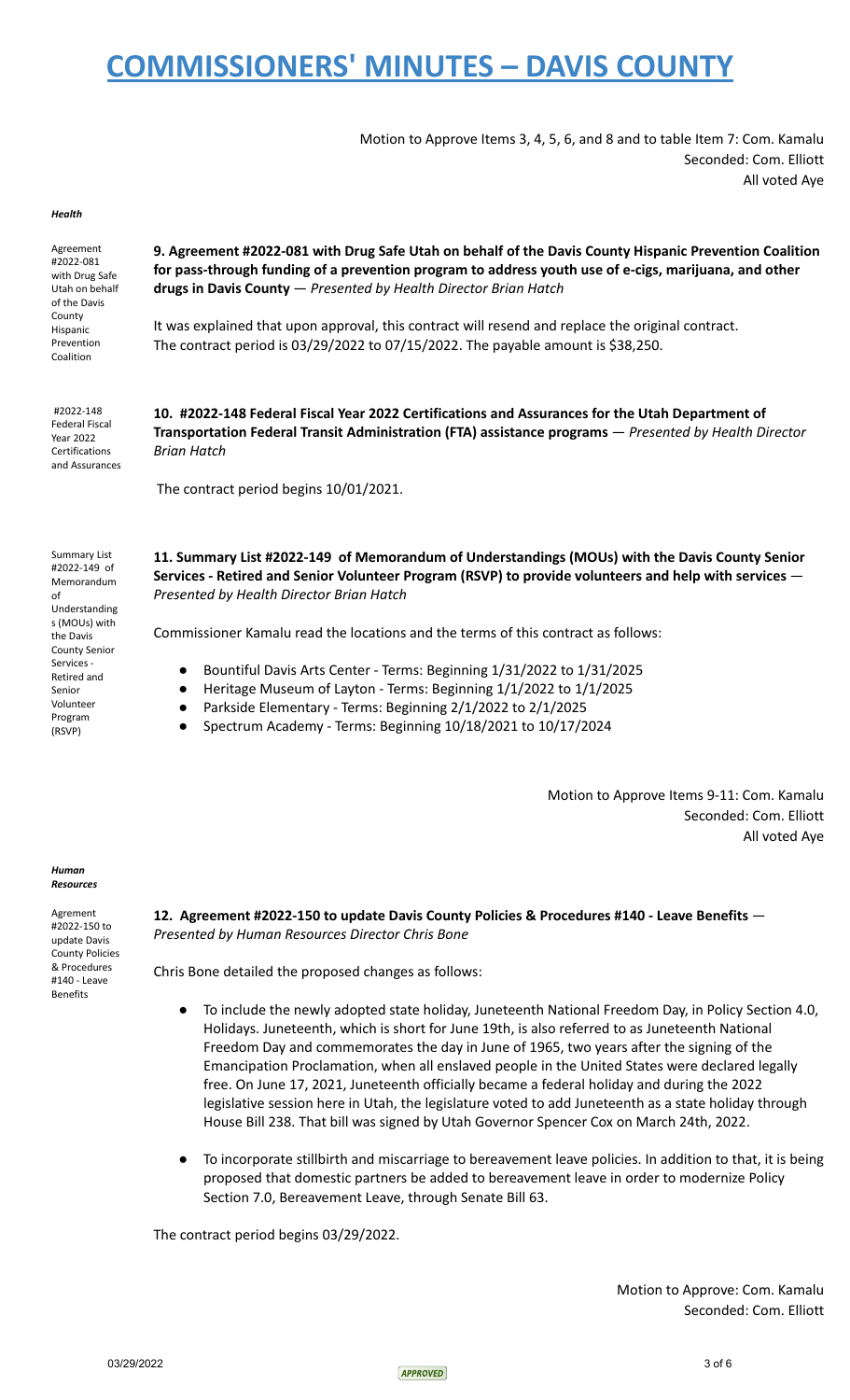Motion to Approve Items 3, 4, 5, 6, and 8 and to table Item 7: Com. Kamalu
Seconded: Com. Elliott
All voted Aye

***Health***

Agreement #2022-081 with Drug Safe Utah on behalf of the Davis County Hispanic Prevention Coalition

**9. Agreement #2022-081 with Drug Safe Utah on behalf of the Davis County Hispanic Prevention Coalition for pass-through funding of a prevention program to address youth use of e-cigs, marijuana, and other drugs in Davis County** — *Presented by Health Director Brian Hatch*

It was explained that upon approval, this contract will resend and replace the original contract. The contract period is 03/29/2022 to 07/15/2022. The payable amount is $38,250.

#2022-148 Federal Fiscal Year 2022 Certifications and Assurances

**10. #2022-148 Federal Fiscal Year 2022 Certifications and Assurances for the Utah Department of Transportation Federal Transit Administration (FTA) assistance programs** — *Presented by Health Director Brian Hatch*

The contract period begins 10/01/2021.

Summary List #2022-149 of Memorandum of Understandings (MOUs) with the Davis County Senior Services - Retired and Senior Volunteer Program (RSVP)

**11. Summary List #2022-149 of Memorandum of Understandings (MOUs) with the Davis County Senior Services - Retired and Senior Volunteer Program (RSVP) to provide volunteers and help with services** — *Presented by Health Director Brian Hatch*

Commissioner Kamalu read the locations and the terms of this contract as follows:

- Bountiful Davis Arts Center - Terms: Beginning 1/31/2022 to 1/31/2025
- Heritage Museum of Layton - Terms: Beginning 1/1/2022 to 1/1/2025
- Parkside Elementary - Terms: Beginning 2/1/2022 to 2/1/2025
- Spectrum Academy - Terms: Beginning 10/18/2021 to 10/17/2024

Motion to Approve Items 9-11: Com. Kamalu
Seconded: Com. Elliott
All voted Aye

***Human Resources***

Agreement #2022-150 to update Davis County Policies & Procedures #140 - Leave Benefits

**12. Agreement #2022-150 to update Davis County Policies & Procedures #140 - Leave Benefits** — *Presented by Human Resources Director Chris Bone*

Chris Bone detailed the proposed changes as follows:

- To include the newly adopted state holiday, Juneteenth National Freedom Day, in Policy Section 4.0, Holidays. Juneteenth, which is short for June 19th, is also referred to as Juneteenth National Freedom Day and commemorates the day in June of 1965, two years after the signing of the Emancipation Proclamation, when all enslaved people in the United States were declared legally free. On June 17, 2021, Juneteenth officially became a federal holiday and during the 2022 legislative session here in Utah, the legislature voted to add Juneteenth as a state holiday through House Bill 238. That bill was signed by Utah Governor Spencer Cox on March 24th, 2022.

- To incorporate stillbirth and miscarriage to bereavement leave policies. In addition to that, it is being proposed that domestic partners be added to bereavement leave in order to modernize Policy Section 7.0, Bereavement Leave, through Senate Bill 63.

The contract period begins 03/29/2022.

Motion to Approve: Com. Kamalu
Seconded: Com. Elliott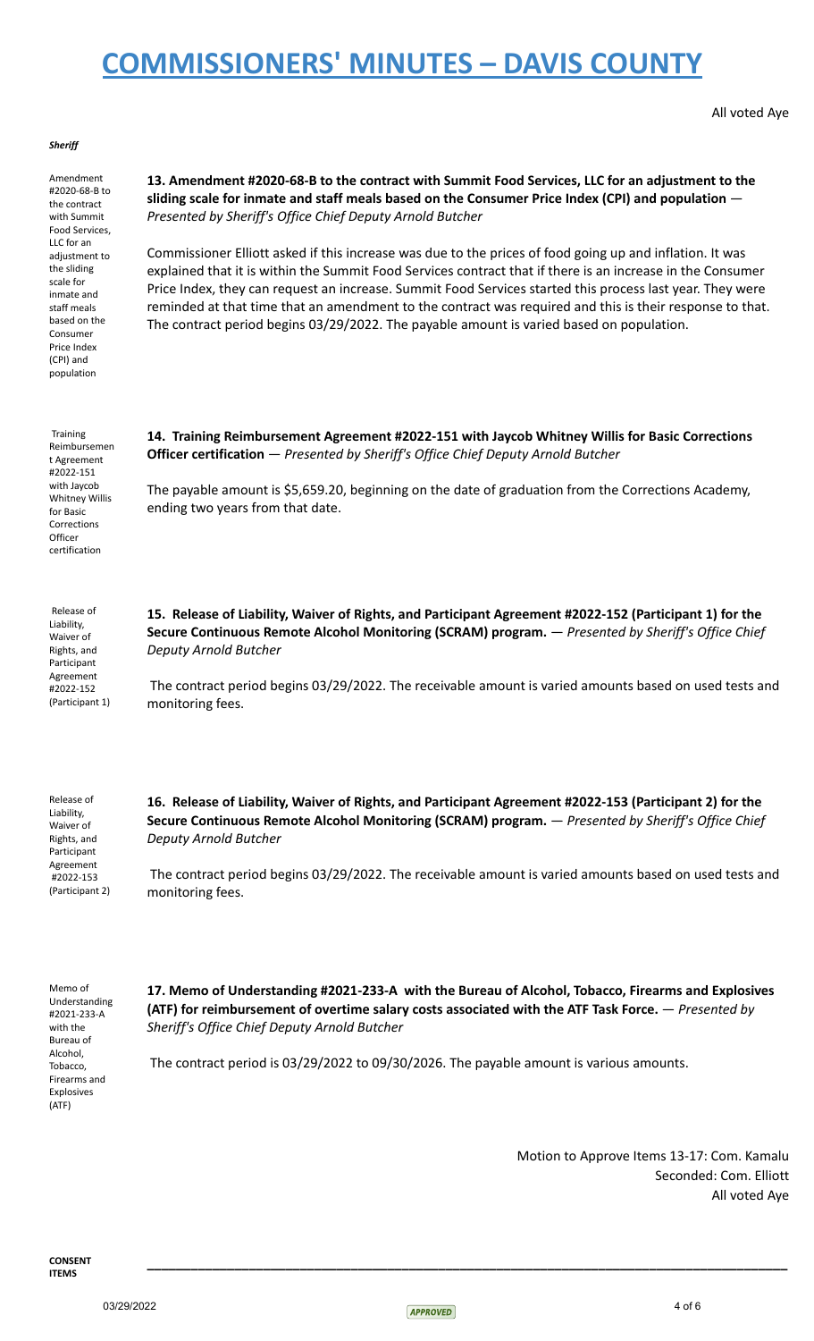All voted Aye

***Sheriff***

Amendment #2020-68-B to the contract with Summit Food Services, LLC for an adjustment to the sliding scale for inmate and staff meals based on the Consumer Price Index (CPI) and population

**13. Amendment #2020-68-B to the contract with Summit Food Services, LLC for an adjustment to the sliding scale for inmate and staff meals based on the Consumer Price Index (CPI) and population** — *Presented by Sheriff's Office Chief Deputy Arnold Butcher*

Commissioner Elliott asked if this increase was due to the prices of food going up and inflation. It was explained that it is within the Summit Food Services contract that if there is an increase in the Consumer Price Index, they can request an increase. Summit Food Services started this process last year. They were reminded at that time that an amendment to the contract was required and this is their response to that. The contract period begins 03/29/2022. The payable amount is varied based on population.

Training Reimbursement Agreement #2022-151 with Jaycob Whitney Willis for Basic Corrections Officer certification

**14. Training Reimbursement Agreement #2022-151 with Jaycob Whitney Willis for Basic Corrections Officer certification** — *Presented by Sheriff's Office Chief Deputy Arnold Butcher*

The payable amount is $5,659.20, beginning on the date of graduation from the Corrections Academy, ending two years from that date.

Release of Liability, Waiver of Rights, and Participant Agreement #2022-152 (Participant 1)

**15. Release of Liability, Waiver of Rights, and Participant Agreement #2022-152 (Participant 1) for the Secure Continuous Remote Alcohol Monitoring (SCRAM) program.** — *Presented by Sheriff's Office Chief Deputy Arnold Butcher*

The contract period begins 03/29/2022. The receivable amount is varied amounts based on used tests and monitoring fees.

Release of Liability, Waiver of Rights, and Participant Agreement #2022-153 (Participant 2)

**16. Release of Liability, Waiver of Rights, and Participant Agreement #2022-153 (Participant 2) for the Secure Continuous Remote Alcohol Monitoring (SCRAM) program.** — *Presented by Sheriff's Office Chief Deputy Arnold Butcher*

The contract period begins 03/29/2022. The receivable amount is varied amounts based on used tests and monitoring fees.

Memo of Understanding #2021-233-A with the Bureau of Alcohol, Tobacco, Firearms and Explosives (ATF)

**17. Memo of Understanding #2021-233-A with the Bureau of Alcohol, Tobacco, Firearms and Explosives (ATF) for reimbursement of overtime salary costs associated with the ATF Task Force.** — *Presented by Sheriff's Office Chief Deputy Arnold Butcher*

The contract period is 03/29/2022 to 09/30/2026. The payable amount is various amounts.

Motion to Approve Items 13-17: Com. Kamalu
Seconded: Com. Elliott
All voted Aye

**CONSENT ITEMS**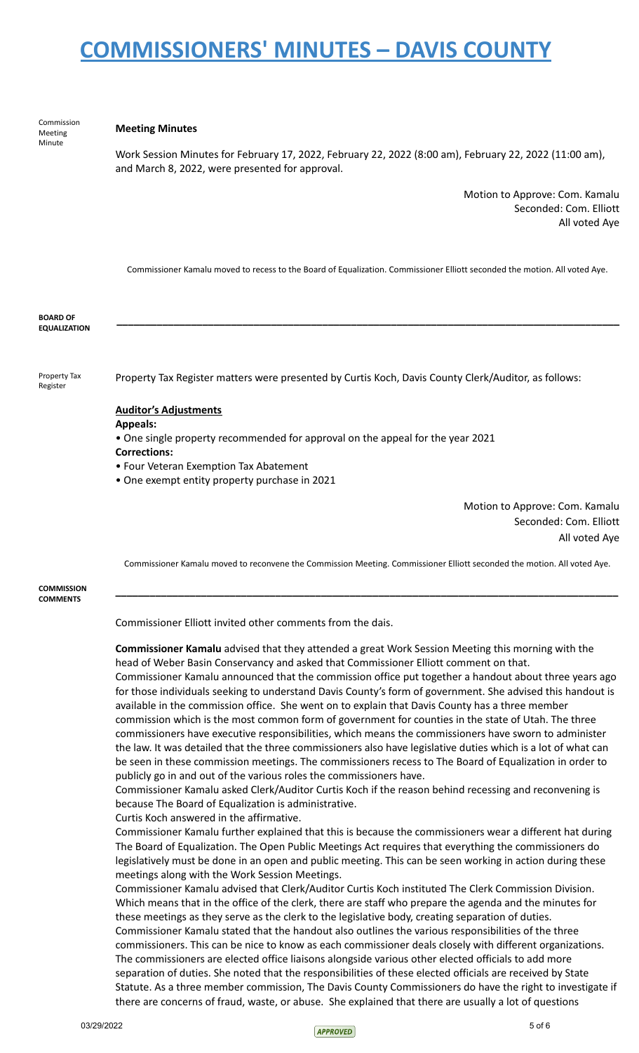Commission Meeting Minute

**Meeting Minutes**

Work Session Minutes for February 17, 2022, February 22, 2022 (8:00 am), February 22, 2022 (11:00 am), and March 8, 2022, were presented for approval.

Motion to Approve: Com. Kamalu
Seconded: Com. Elliott
All voted Aye

Commissioner Kamalu moved to recess to the Board of Equalization. Commissioner Elliott seconded the motion. All voted Aye.

**BOARD OF EQUALIZATION**

---

Property Tax Register

Property Tax Register matters were presented by Curtis Koch, Davis County Clerk/Auditor, as follows:

**Auditor's Adjustments**

**Appeals:**

- One single property recommended for approval on the appeal for the year 2021

**Corrections:**

- Four Veteran Exemption Tax Abatement
- One exempt entity property purchase in 2021

Motion to Approve: Com. Kamalu
Seconded: Com. Elliott
All voted Aye

Commissioner Kamalu moved to reconvene the Commission Meeting. Commissioner Elliott seconded the motion. All voted Aye.

**COMMISSION COMMENTS**

---

Commissioner Elliott invited other comments from the dais.

**Commissioner Kamalu** advised that they attended a great Work Session Meeting this morning with the head of Weber Basin Conservancy and asked that Commissioner Elliott comment on that.

Commissioner Kamalu announced that the commission office put together a handout about three years ago for those individuals seeking to understand Davis County's form of government. She advised this handout is available in the commission office. She went on to explain that Davis County has a three member commission which is the most common form of government for counties in the state of Utah. The three commissioners have executive responsibilities, which means the commissioners have sworn to administer the law. It was detailed that the three commissioners also have legislative duties which is a lot of what can be seen in these commission meetings. The commissioners recess to The Board of Equalization in order to publicly go in and out of the various roles the commissioners have.

Commissioner Kamalu asked Clerk/Auditor Curtis Koch if the reason behind recessing and reconvening is because The Board of Equalization is administrative.

Curtis Koch answered in the affirmative.

Commissioner Kamalu further explained that this is because the commissioners wear a different hat during The Board of Equalization. The Open Public Meetings Act requires that everything the commissioners do legislatively must be done in an open and public meeting. This can be seen working in action during these meetings along with the Work Session Meetings.

Commissioner Kamalu advised that Clerk/Auditor Curtis Koch instituted The Clerk Commission Division. Which means that in the office of the clerk, there are staff who prepare the agenda and the minutes for these meetings as they serve as the clerk to the legislative body, creating separation of duties.

Commissioner Kamalu stated that the handout also outlines the various responsibilities of the three commissioners. This can be nice to know as each commissioner deals closely with different organizations. The commissioners are elected office liaisons alongside various other elected officials to add more separation of duties. She noted that the responsibilities of these elected officials are received by State Statute. As a three member commission, The Davis County Commissioners do have the right to investigate if there are concerns of fraud, waste, or abuse. She explained that there are usually a lot of questions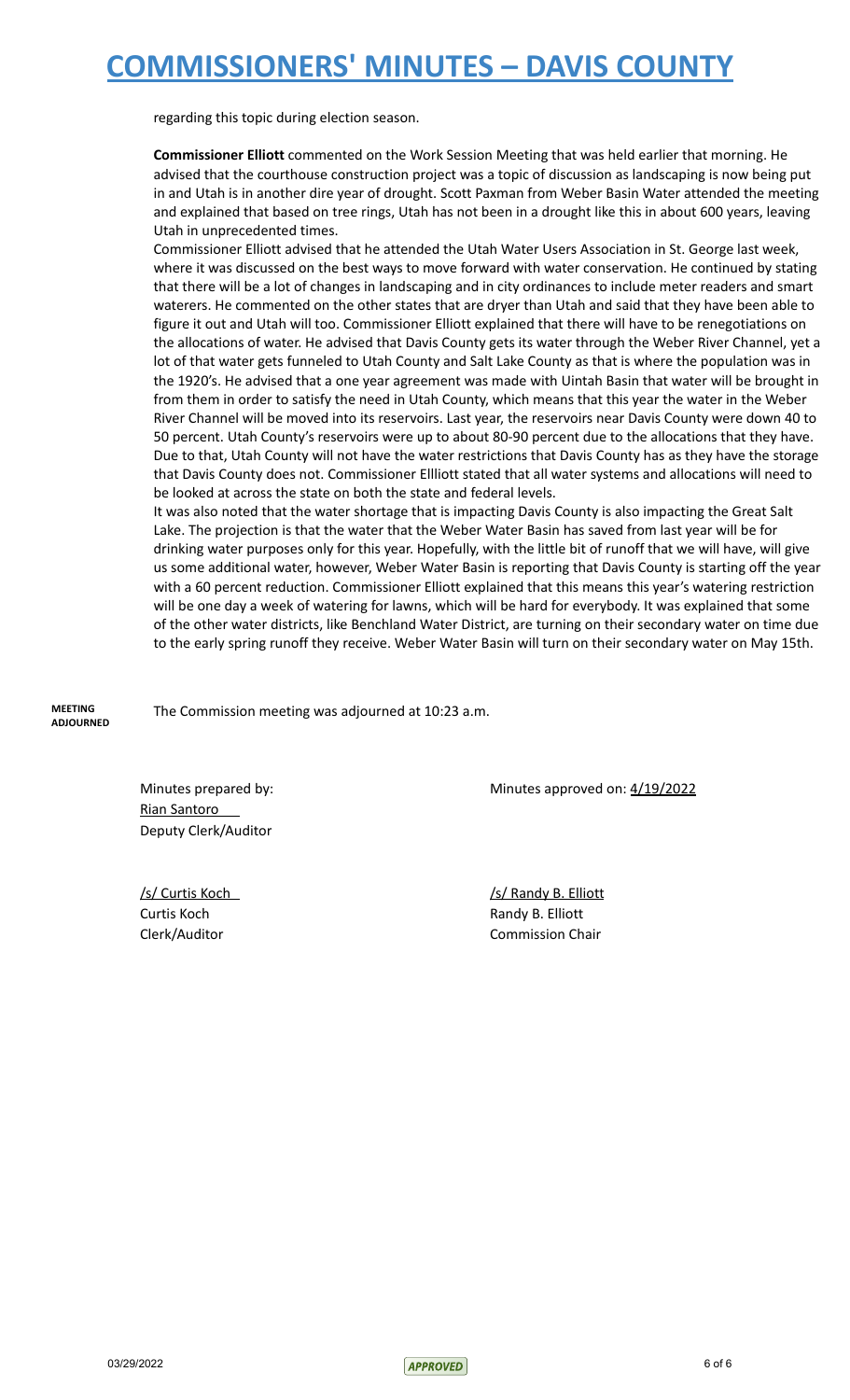regarding this topic during election season.

**Commissioner Elliott** commented on the Work Session Meeting that was held earlier that morning. He advised that the courthouse construction project was a topic of discussion as landscaping is now being put in and Utah is in another dire year of drought. Scott Paxman from Weber Basin Water attended the meeting and explained that based on tree rings, Utah has not been in a drought like this in about 600 years, leaving Utah in unprecedented times.

Commissioner Elliott advised that he attended the Utah Water Users Association in St. George last week, where it was discussed on the best ways to move forward with water conservation. He continued by stating that there will be a lot of changes in landscaping and in city ordinances to include meter readers and smart waterers. He commented on the other states that are dryer than Utah and said that they have been able to figure it out and Utah will too. Commissioner Elliott explained that there will have to be renegotiations on the allocations of water. He advised that Davis County gets its water through the Weber River Channel, yet a lot of that water gets funneled to Utah County and Salt Lake County as that is where the population was in the 1920's. He advised that a one year agreement was made with Uintah Basin that water will be brought in from them in order to satisfy the need in Utah County, which means that this year the water in the Weber River Channel will be moved into its reservoirs. Last year, the reservoirs near Davis County were down 40 to 50 percent. Utah County's reservoirs were up to about 80-90 percent due to the allocations that they have. Due to that, Utah County will not have the water restrictions that Davis County has as they have the storage that Davis County does not. Commissioner Ellliott stated that all water systems and allocations will need to be looked at across the state on both the state and federal levels.

It was also noted that the water shortage that is impacting Davis County is also impacting the Great Salt Lake. The projection is that the water that the Weber Water Basin has saved from last year will be for drinking water purposes only for this year. Hopefully, with the little bit of runoff that we will have, will give us some additional water, however, Weber Water Basin is reporting that Davis County is starting off the year with a 60 percent reduction. Commissioner Elliott explained that this means this year's watering restriction will be one day a week of watering for lawns, which will be hard for everybody. It was explained that some of the other water districts, like Benchland Water District, are turning on their secondary water on time due to the early spring runoff they receive. Weber Water Basin will turn on their secondary water on May 15th.

**MEETING ADJOURNED**

The Commission meeting was adjourned at 10:23 a.m.

Minutes prepared by:
Rian Santoro
Deputy Clerk/Auditor

Minutes approved on: 4/19/2022

/s/ Curtis Koch
Curtis Koch
Clerk/Auditor

/s/ Randy B. Elliott
Randy B. Elliott
Commission Chair